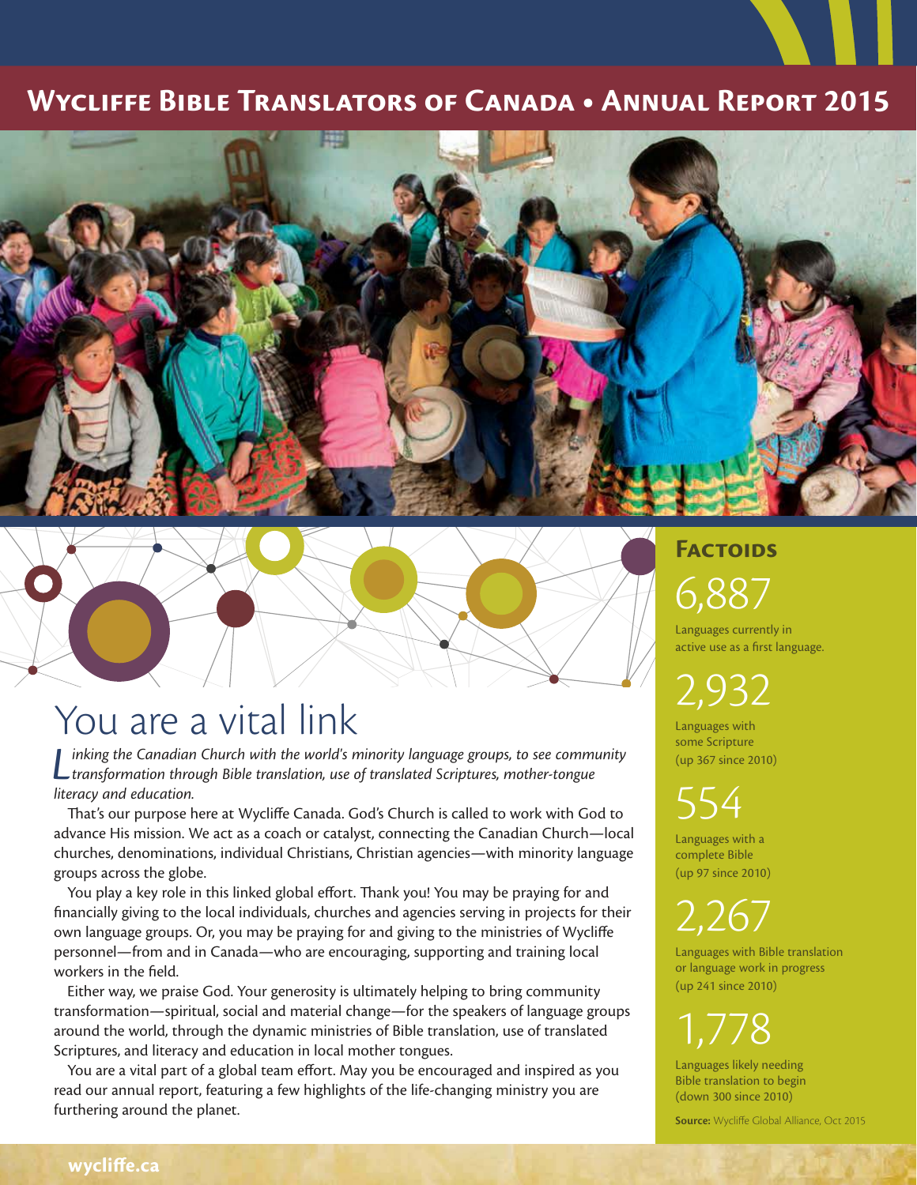# Wycliffe Bible Translators of Canada • Annual Report 2015

## You are a vital link

*Linking the Canadian Church with the world's minority language groups, to see community transformation through Bible translation, use of translated Scriptures, mother-tongue literacy and education.*

That's our purpose here at Wycliffe Canada. God's Church is called to work with God to advance His mission. We act as a coach or catalyst, connecting the Canadian Church—local churches, denominations, individual Christians, Christian agencies—with minority language groups across the globe.

You play a key role in this linked global effort. Thank you! You may be praying for and financially giving to the local individuals, churches and agencies serving in projects for their own language groups. Or, you may be praying for and giving to the ministries of Wycliffe personnel—from and in Canada—who are encouraging, supporting and training local workers in the field.

Either way, we praise God. Your generosity is ultimately helping to bring community transformation—spiritual, social and material change—for the speakers of language groups around the world, through the dynamic ministries of Bible translation, use of translated Scriptures, and literacy and education in local mother tongues.

You are a vital part of a global team effort. May you be encouraged and inspired as you read our annual report, featuring a few highlights of the life-changing ministry you are furthering around the planet.

### Factoids

**6,887**
Languages currently in active use as a first language.

**2,932**
Languages with some Scripture (up 367 since 2010)

**554**
Languages with a complete Bible (up 97 since 2010)

**2,267**
Languages with Bible translation or language work in progress (up 241 since 2010)

**1,778**
Languages likely needing Bible translation to begin (down 300 since 2010)

**Source:** Wycliffe Global Alliance, Oct 2015

wycliffe.ca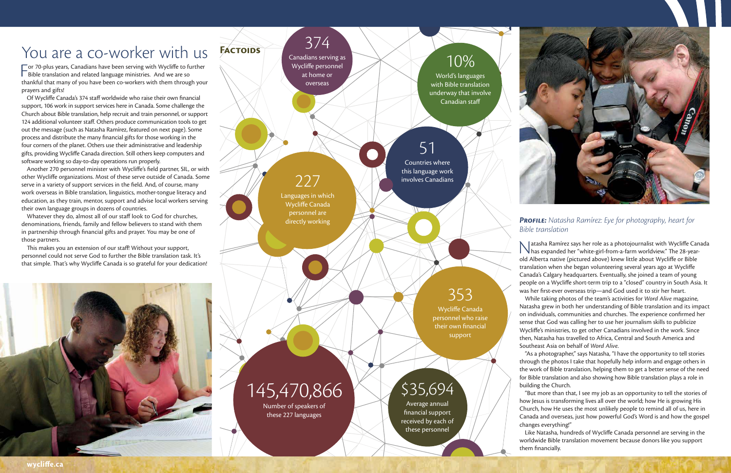# You are a co-worker with us

For 70-plus years, Canadians have been serving with Wycliffe to further Bible translation and related language ministries. And we are so thankful that many of you have been co-workers with them through your prayers and gifts!

Of Wycliffe Canada's 374 staff worldwide who raise their own financial support, 106 work in support services here in Canada. Some challenge the Church about Bible translation, help recruit and train personnel, or support 124 additional volunteer staff. Others produce communication tools to get out the message (such as Natasha Ramírez, featured on next page). Some process and distribute the many financial gifts for those working in the four corners of the planet. Others use their administrative and leadership gifts, providing Wycliffe Canada direction. Still others keep computers and software working so day-to-day operations run properly.

Another 270 personnel minister with Wycliffe's field partner, SIL, or with other Wycliffe organizations. Most of these serve outside of Canada. Some serve in a variety of support services in the field. And, of course, many work overseas in Bible translation, linguistics, mother-tongue literacy and education, as they train, mentor, support and advise local workers serving their own language groups in dozens of countries.

Whatever they do, almost all of our staff look to God for churches, denominations, friends, family and fellow believers to stand with them in partnership through financial gifts and prayer. You may be one of those partners.

This makes you an extension of our staff! Without your support, personnel could not serve God to further the Bible translation task. It's that simple. That's why Wycliffe Canada is so grateful for your dedication!

## Factoids

**374** Canadians serving as Wycliffe personnel at home or overseas

**10%** World's languages with Bible translation underway that involve Canadian staff

**51** Countries where this language work involves Canadians

**227** Languages in which Wycliffe Canada personnel are directly working

**353** Wycliffe Canada personnel who raise their own financial support

**145,470,866** Number of speakers of these 227 languages

**$35,694** Average annual financial support received by each of these personnel

***Profile:** Natasha Ramírez: Eye for photography, heart for Bible translation*

Natasha Ramírez says her role as a photojournalist with Wycliffe Canada has expanded her "white-girl-from-a-farm worldview." The 28-year-old Alberta native (pictured above) knew little about Wycliffe or Bible translation when she began volunteering several years ago at Wycliffe Canada's Calgary headquarters. Eventually, she joined a team of young people on a Wycliffe short-term trip to a "closed" country in South Asia. It was her first-ever overseas trip—and God used it to stir her heart.

While taking photos of the team's activities for *Word Alive* magazine, Natasha grew in both her understanding of Bible translation and its impact on individuals, communities and churches. The experience confirmed her sense that God was calling her to use her journalism skills to publicize Wycliffe's ministries, to get other Canadians involved in the work. Since then, Natasha has travelled to Africa, Central and South America and Southeast Asia on behalf of *Word Alive*.

"As a photographer," says Natasha, "I have the opportunity to tell stories through the photos I take that hopefully help inform and engage others in the work of Bible translation, helping them to get a better sense of the need for Bible translation and also showing how Bible translation plays a role in building the Church.

"But more than that, I see my job as an opportunity to tell the stories of how Jesus is transforming lives all over the world; how He is growing His Church, how He uses the most unlikely people to remind all of us, here in Canada and overseas, just how powerful God's Word is and how the gospel changes everything!"

Like Natasha, hundreds of Wycliffe Canada personnel are serving in the worldwide Bible translation movement because donors like you support them financially.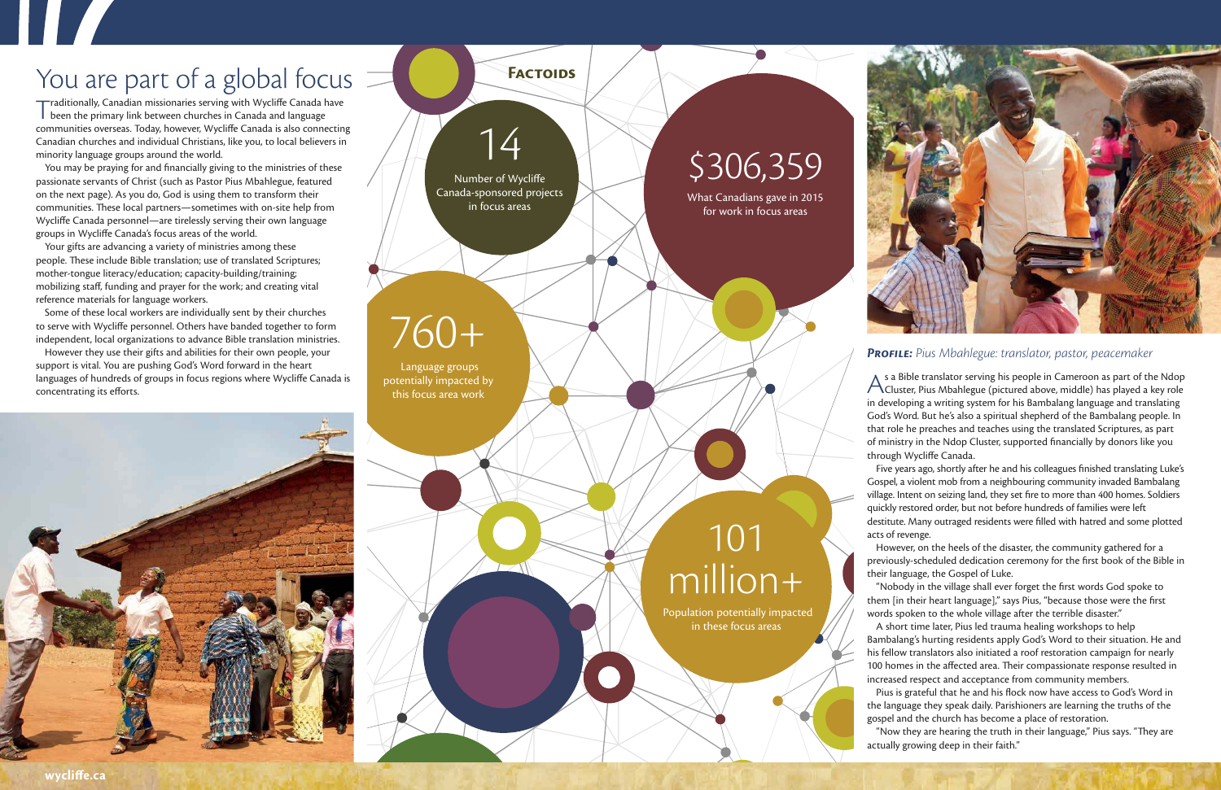# You are part of a global focus

Traditionally, Canadian missionaries serving with Wycliffe Canada have been the primary link between churches in Canada and language communities overseas. Today, however, Wycliffe Canada is also connecting Canadian churches and individual Christians, like you, to local believers in minority language groups around the world.

You may be praying for and financially giving to the ministries of these passionate servants of Christ (such as Pastor Pius Mbahlegue, featured on the next page). As you do, God is using them to transform their communities. These local partners—sometimes with on-site help from Wycliffe Canada personnel—are tirelessly serving their own language groups in Wycliffe Canada's focus areas of the world.

Your gifts are advancing a variety of ministries among these people. These include Bible translation; use of translated Scriptures; mother-tongue literacy/education; capacity-building/training; mobilizing staff, funding and prayer for the work; and creating vital reference materials for language workers.

Some of these local workers are individually sent by their churches to serve with Wycliffe personnel. Others have banded together to form independent, local organizations to advance Bible translation ministries.

However they use their gifts and abilities for their own people, your support is vital. You are pushing God's Word forward in the heart languages of hundreds of groups in focus regions where Wycliffe Canada is concentrating its efforts.

## Factoids

**14**
Number of Wycliffe Canada-sponsored projects in focus areas

**$306,359**
What Canadians gave in 2015 for work in focus areas

**760+**
Language groups potentially impacted by this focus area work

**101 million+**
Population potentially impacted in these focus areas

### *Profile: Pius Mbahlegue: translator, pastor, peacemaker*

As a Bible translator serving his people in Cameroon as part of the Ndop Cluster, Pius Mbahlegue (pictured above, middle) has played a key role in developing a writing system for his Bambalang language and translating God's Word. But he's also a spiritual shepherd of the Bambalang people. In that role he preaches and teaches using the translated Scriptures, as part of ministry in the Ndop Cluster, supported financially by donors like you through Wycliffe Canada.

Five years ago, shortly after he and his colleagues finished translating Luke's Gospel, a violent mob from a neighbouring community invaded Bambalang village. Intent on seizing land, they set fire to more than 400 homes. Soldiers quickly restored order, but not before hundreds of families were left destitute. Many outraged residents were filled with hatred and some plotted acts of revenge.

However, on the heels of the disaster, the community gathered for a previously-scheduled dedication ceremony for the first book of the Bible in their language, the Gospel of Luke.

"Nobody in the village shall ever forget the first words God spoke to them [in their heart language]," says Pius, "because those were the first words spoken to the whole village after the terrible disaster."

A short time later, Pius led trauma healing workshops to help Bambalang's hurting residents apply God's Word to their situation. He and his fellow translators also initiated a roof restoration campaign for nearly 100 homes in the affected area. Their compassionate response resulted in increased respect and acceptance from community members.

Pius is grateful that he and his flock now have access to God's Word in the language they speak daily. Parishioners are learning the truths of the gospel and the church has become a place of restoration.

"Now they are hearing the truth in their language," Pius says. "They are actually growing deep in their faith."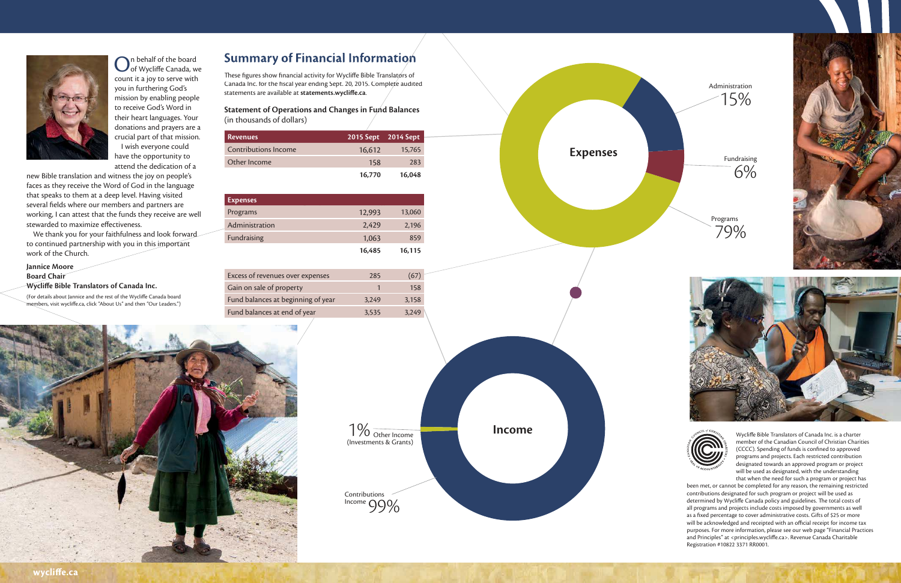On behalf of the board of Wycliffe Canada, we count it a joy to serve with you in furthering God's mission by enabling people to receive God's Word in their heart languages. Your donations and prayers are a crucial part of that mission.

I wish everyone could have the opportunity to attend the dedication of a new Bible translation and witness the joy on people's faces as they receive the Word of God in the language that speaks to them at a deep level. Having visited several fields where our members and partners are working, I can attest that the funds they receive are well stewarded to maximize effectiveness.

We thank you for your faithfulness and look forward to continued partnership with you in this important work of the Church.

**Jannice Moore**
**Board Chair**
**Wycliffe Bible Translators of Canada Inc.**

(For details about Jannice and the rest of the Wycliffe Canada board members, visit wycliffe.ca, click "About Us" and then "Our Leaders.")

## Summary of Financial Information

These figures show financial activity for Wycliffe Bible Translators of Canada Inc. for the fiscal year ending Sept. 20, 2015. Complete audited statements are available at **statements.wycliffe.ca**.

### Statement of Operations and Changes in Fund Balances
(in thousands of dollars)

| Revenues | 2015 Sept | 2014 Sept |
|---|---|---|
| Contributions Income | 16,612 | 15,765 |
| Other Income | 158 | 283 |
| | **16,770** | **16,048** |

| Expenses | | |
|---|---|---|
| Programs | 12,993 | 13,060 |
| Administration | 2,429 | 2,196 |
| Fundraising | 1,063 | 859 |
| | **16,485** | **16,115** |

| | | |
|---|---|---|
| Excess of revenues over expenses | 285 | (67) |
| Gain on sale of property | 1 | 158 |
| Fund balances at beginning of year | 3,249 | 3,158 |
| Fund balances at end of year | 3,535 | 3,249 |

**Expenses**

Administration 15%

Fundraising 6%

Programs 79%

**Income**

1% Other Income (Investments & Grants)

Contributions Income 99%

Wycliffe Bible Translators of Canada Inc. is a charter member of the Canadian Council of Christian Charities (CCCC). Spending of funds is confined to approved programs and projects. Each restricted contribution designated towards an approved program or project will be used as designated, with the understanding that when the need for such a program or project has been met, or cannot be completed for any reason, the remaining restricted contributions designated for such program or project will be used as determined by Wycliffe Canada policy and guidelines. The total costs of all programs and projects include costs imposed by governments as well as a fixed percentage to cover administrative costs. Gifts of $25 or more will be acknowledged and receipted with an official receipt for income tax purposes. For more information, please see our web page "Financial Practices and Principles" at <principles.wycliffe.ca>. Revenue Canada Charitable Registration #10822 3371 RR0001.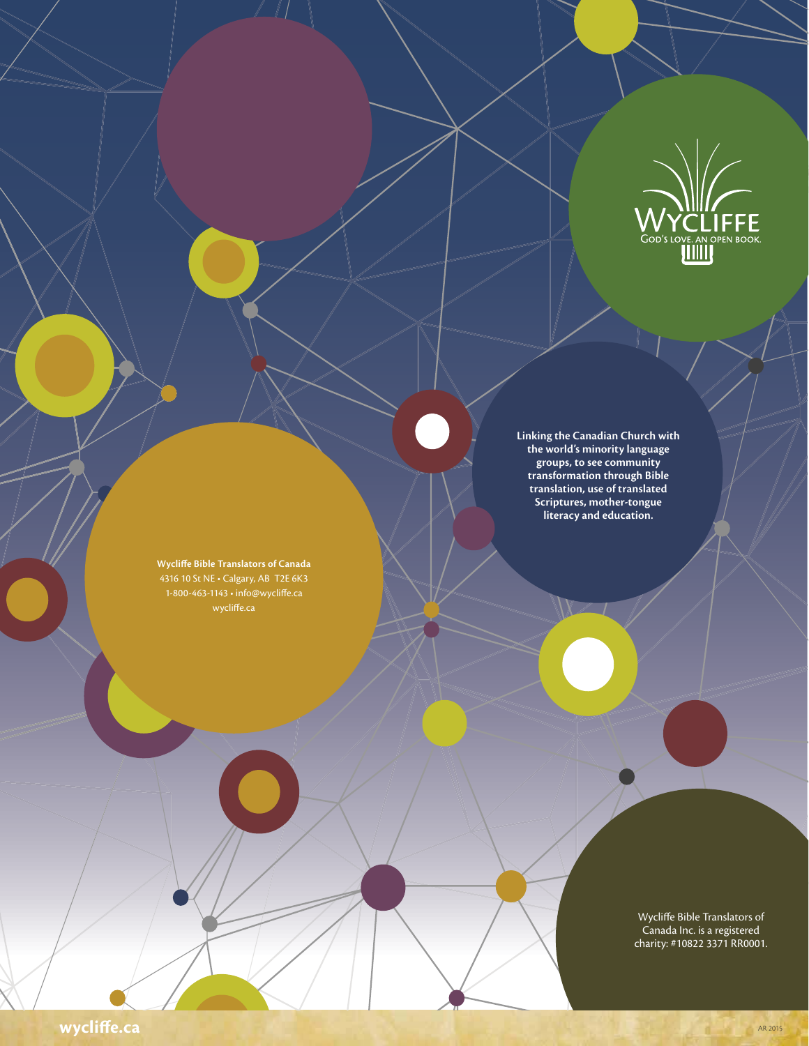WYCLIFFE

GOD'S LOVE. AN OPEN BOOK.

**Linking the Canadian Church with the world's minority language groups, to see community transformation through Bible translation, use of translated Scriptures, mother-tongue literacy and education.**

**Wycliffe Bible Translators of Canada**
4316 10 St NE • Calgary, AB T2E 6K3
1-800-463-1143 • info@wycliffe.ca
wycliffe.ca

Wycliffe Bible Translators of Canada Inc. is a registered charity: #10822 3371 RR0001.

**wycliffe.ca**

AR 2015